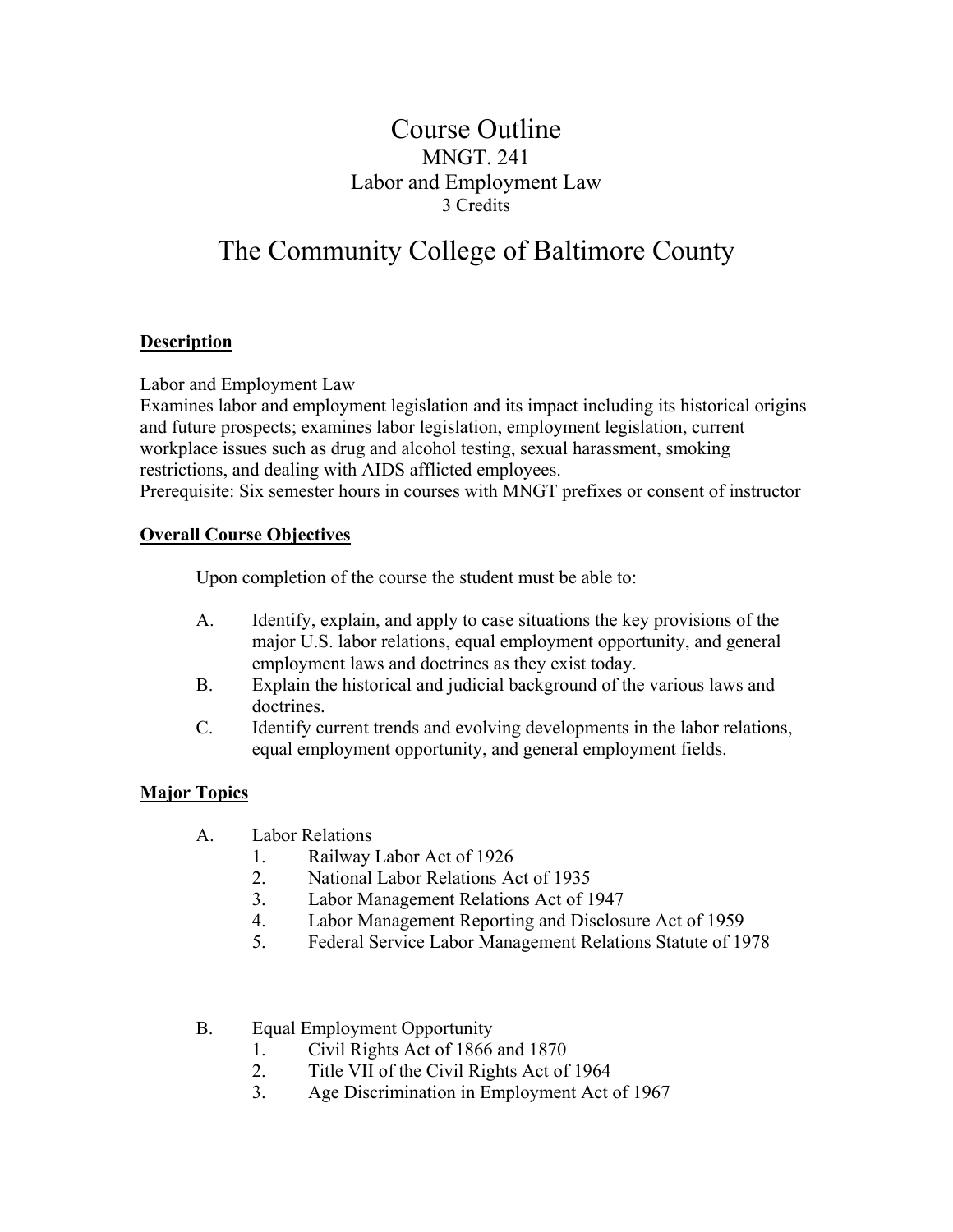# Course Outline

## MNGT. 241

## Labor and Employment Law

3 Credits

# The Community College of Baltimore County

### **Description**

Labor and Employment Law
Examines labor and employment legislation and its impact including its historical origins and future prospects; examines labor legislation, employment legislation, current workplace issues such as drug and alcohol testing, sexual harassment, smoking restrictions, and dealing with AIDS afflicted employees.
Prerequisite: Six semester hours in courses with MNGT prefixes or consent of instructor

### **Overall Course Objectives**

Upon completion of the course the student must be able to:

A. Identify, explain, and apply to case situations the key provisions of the major U.S. labor relations, equal employment opportunity, and general employment laws and doctrines as they exist today.
B. Explain the historical and judicial background of the various laws and doctrines.
C. Identify current trends and evolving developments in the labor relations, equal employment opportunity, and general employment fields.

### **Major Topics**

A. Labor Relations
   1. Railway Labor Act of 1926
   2. National Labor Relations Act of 1935
   3. Labor Management Relations Act of 1947
   4. Labor Management Reporting and Disclosure Act of 1959
   5. Federal Service Labor Management Relations Statute of 1978

B. Equal Employment Opportunity
   1. Civil Rights Act of 1866 and 1870
   2. Title VII of the Civil Rights Act of 1964
   3. Age Discrimination in Employment Act of 1967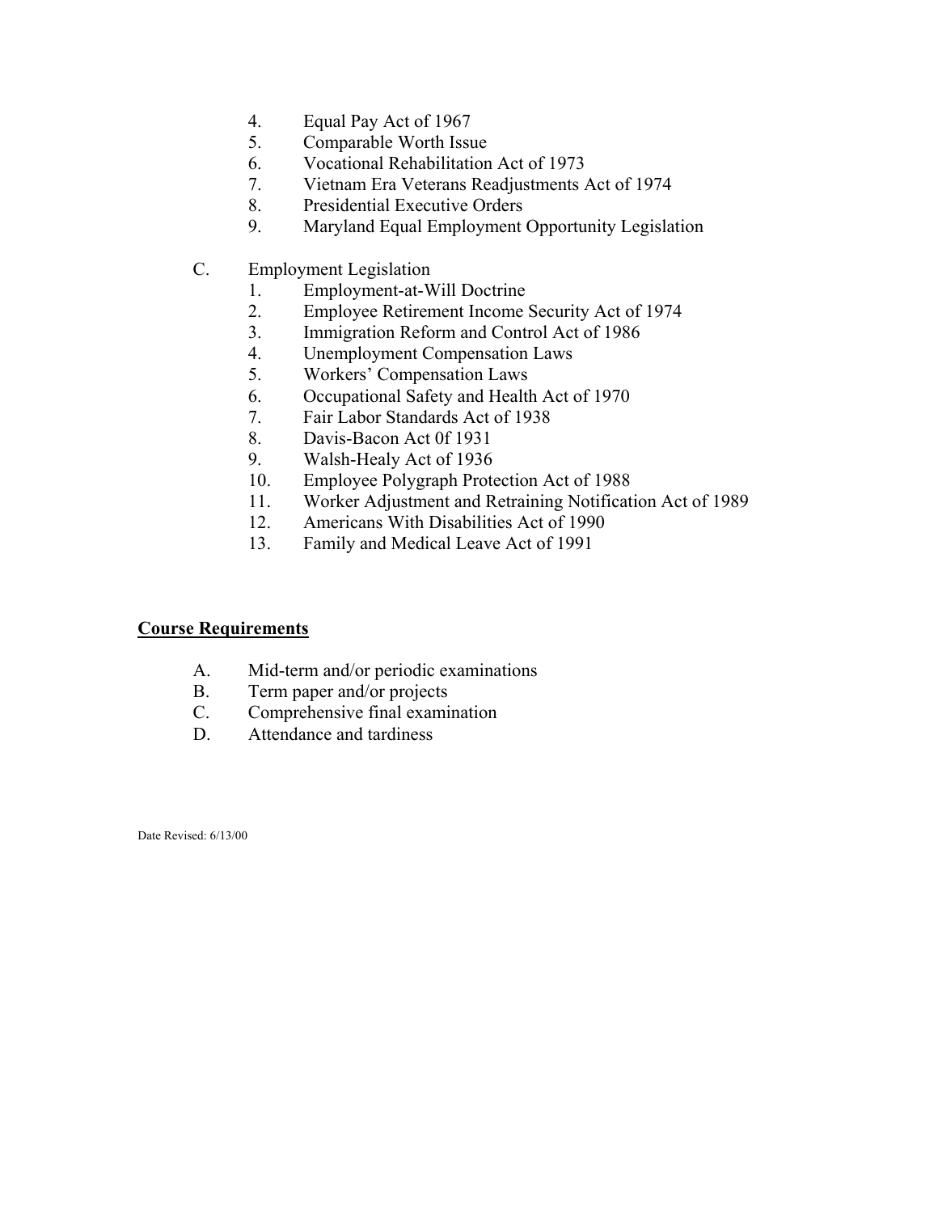4. Equal Pay Act of 1967
5. Comparable Worth Issue
6. Vocational Rehabilitation Act of 1973
7. Vietnam Era Veterans Readjustments Act of 1974
8. Presidential Executive Orders
9. Maryland Equal Employment Opportunity Legislation

C. Employment Legislation
1. Employment-at-Will Doctrine
2. Employee Retirement Income Security Act of 1974
3. Immigration Reform and Control Act of 1986
4. Unemployment Compensation Laws
5. Workers' Compensation Laws
6. Occupational Safety and Health Act of 1970
7. Fair Labor Standards Act of 1938
8. Davis-Bacon Act 0f 1931
9. Walsh-Healy Act of 1936
10. Employee Polygraph Protection Act of 1988
11. Worker Adjustment and Retraining Notification Act of 1989
12. Americans With Disabilities Act of 1990
13. Family and Medical Leave Act of 1991

## **Course Requirements**

A. Mid-term and/or periodic examinations
B. Term paper and/or projects
C. Comprehensive final examination
D. Attendance and tardiness

Date Revised: 6/13/00